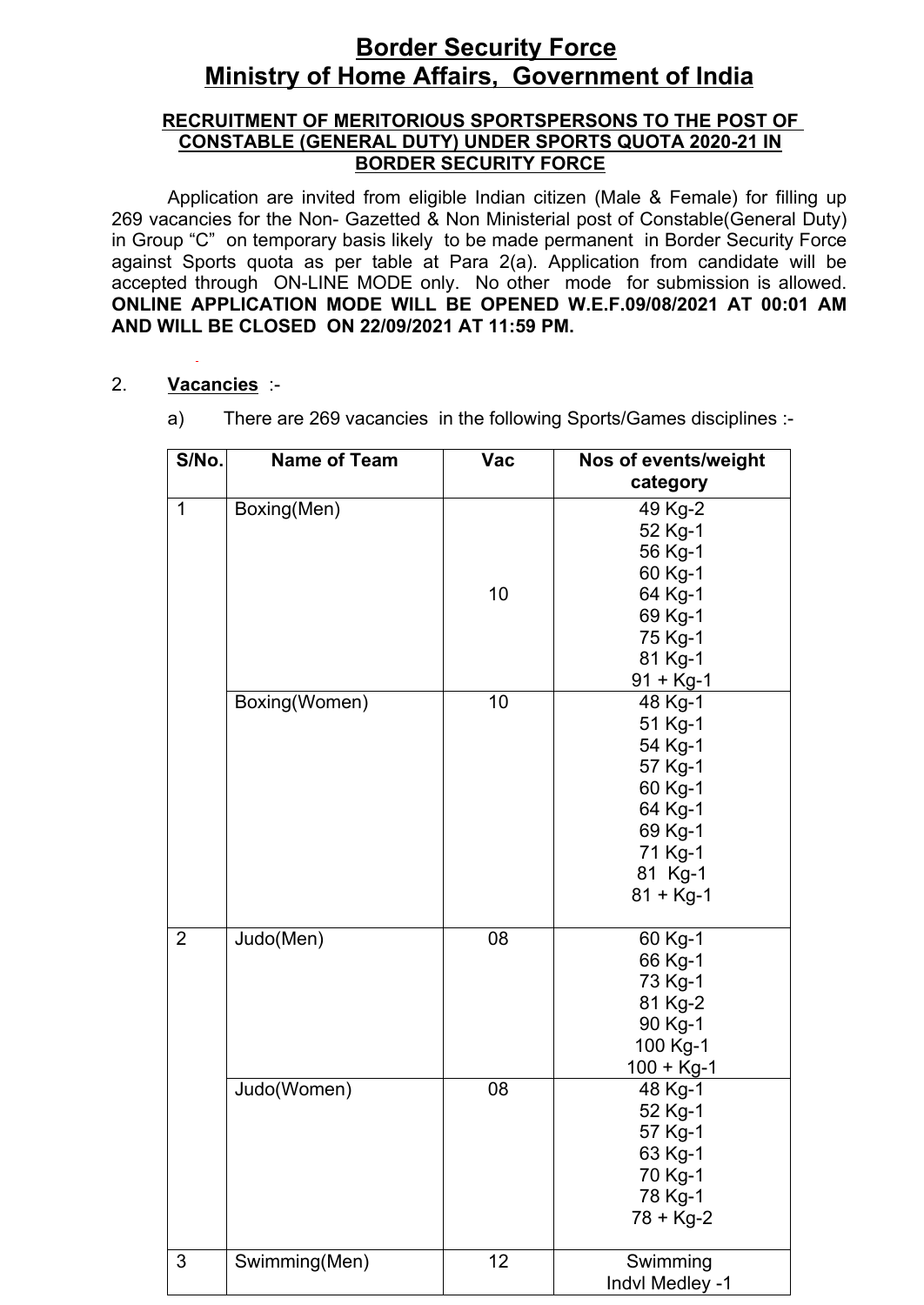# Border Security Force
# Ministry of Home Affairs, Government of India

### RECRUITMENT OF MERITORIOUS SPORTSPERSONS TO THE POST OF CONSTABLE (GENERAL DUTY) UNDER SPORTS QUOTA 2020-21 IN BORDER SECURITY FORCE

Application are invited from eligible Indian citizen (Male & Female) for filling up 269 vacancies for the Non- Gazetted & Non Ministerial post of Constable(General Duty) in Group "C" on temporary basis likely to be made permanent in Border Security Force against Sports quota as per table at Para 2(a). Application from candidate will be accepted through ON-LINE MODE only. No other mode for submission is allowed. **ONLINE APPLICATION MODE WILL BE OPENED W.E.F.09/08/2021 AT 00:01 AM AND WILL BE CLOSED ON 22/09/2021 AT 11:59 PM.**

2. **Vacancies** :-

a) There are 269 vacancies in the following Sports/Games disciplines :-

| S/No. | Name of Team | Vac | Nos of events/weight category |
|---|---|---|---|
| 1 | Boxing(Men) | 10 | 49 Kg-2<br>52 Kg-1<br>56 Kg-1<br>60 Kg-1<br>64 Kg-1<br>69 Kg-1<br>75 Kg-1<br>81 Kg-1<br>91 + Kg-1 |
| | Boxing(Women) | 10 | 48 Kg-1<br>51 Kg-1<br>54 Kg-1<br>57 Kg-1<br>60 Kg-1<br>64 Kg-1<br>69 Kg-1<br>71 Kg-1<br>81 Kg-1<br>81 + Kg-1 |
| 2 | Judo(Men) | 08 | 60 Kg-1<br>66 Kg-1<br>73 Kg-1<br>81 Kg-2<br>90 Kg-1<br>100 Kg-1<br>100 + Kg-1 |
| | Judo(Women) | 08 | 48 Kg-1<br>52 Kg-1<br>57 Kg-1<br>63 Kg-1<br>70 Kg-1<br>78 Kg-1<br>78 + Kg-2 |
| 3 | Swimming(Men) | 12 | Swimming<br>Indvl Medley -1 |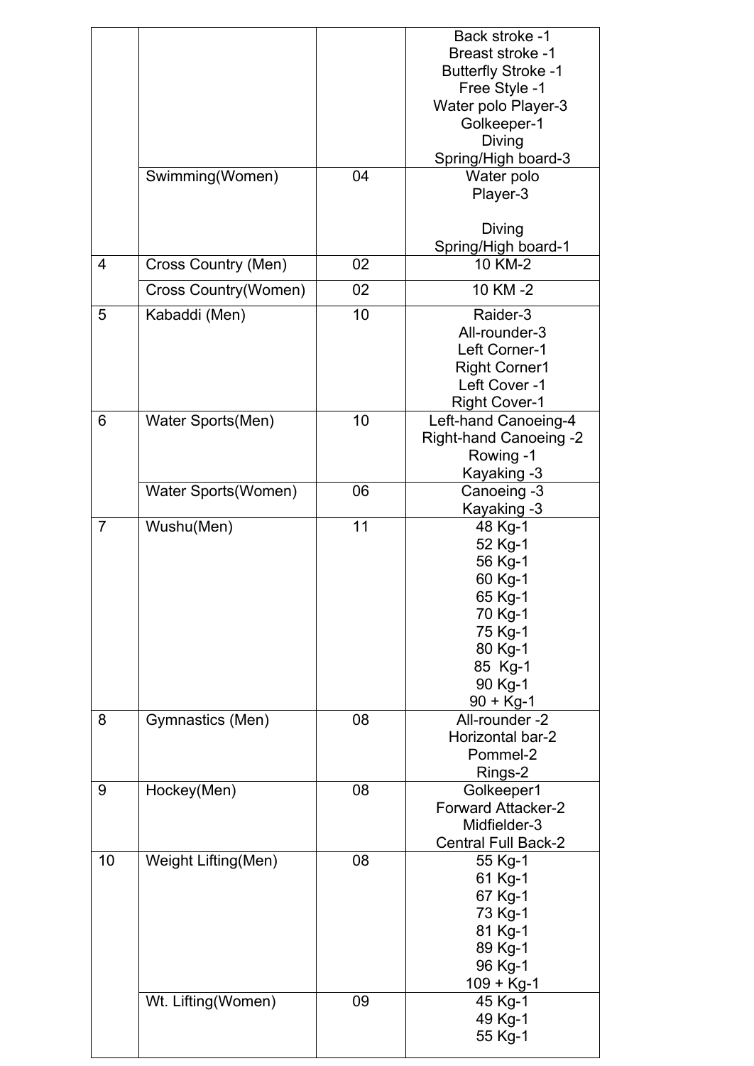| | | | |
|---|---|---|---|
| | | | Back stroke -1<br>Breast stroke -1<br>Butterfly Stroke -1<br>Free Style -1<br>Water polo Player-3<br>Golkeeper-1<br>Diving<br>Spring/High board-3 |
| | Swimming(Women) | 04 | Water polo<br>Player-3<br><br>Diving<br>Spring/High board-1 |
| 4 | Cross Country (Men) | 02 | 10 KM-2 |
| | Cross Country(Women) | 02 | 10 KM -2 |
| 5 | Kabaddi (Men) | 10 | Raider-3<br>All-rounder-3<br>Left Corner-1<br>Right Corner1<br>Left Cover -1<br>Right Cover-1 |
| 6 | Water Sports(Men) | 10 | Left-hand Canoeing-4<br>Right-hand Canoeing -2<br>Rowing -1<br>Kayaking -3 |
| | Water Sports(Women) | 06 | Canoeing -3<br>Kayaking -3 |
| 7 | Wushu(Men) | 11 | 48 Kg-1<br>52 Kg-1<br>56 Kg-1<br>60 Kg-1<br>65 Kg-1<br>70 Kg-1<br>75 Kg-1<br>80 Kg-1<br>85 Kg-1<br>90 Kg-1<br>90 + Kg-1 |
| 8 | Gymnastics (Men) | 08 | All-rounder -2<br>Horizontal bar-2<br>Pommel-2<br>Rings-2 |
| 9 | Hockey(Men) | 08 | Golkeeper1<br>Forward Attacker-2<br>Midfielder-3<br>Central Full Back-2 |
| 10 | Weight Lifting(Men) | 08 | 55 Kg-1<br>61 Kg-1<br>67 Kg-1<br>73 Kg-1<br>81 Kg-1<br>89 Kg-1<br>96 Kg-1<br>109 + Kg-1 |
| | Wt. Lifting(Women) | 09 | 45 Kg-1<br>49 Kg-1<br>55 Kg-1 |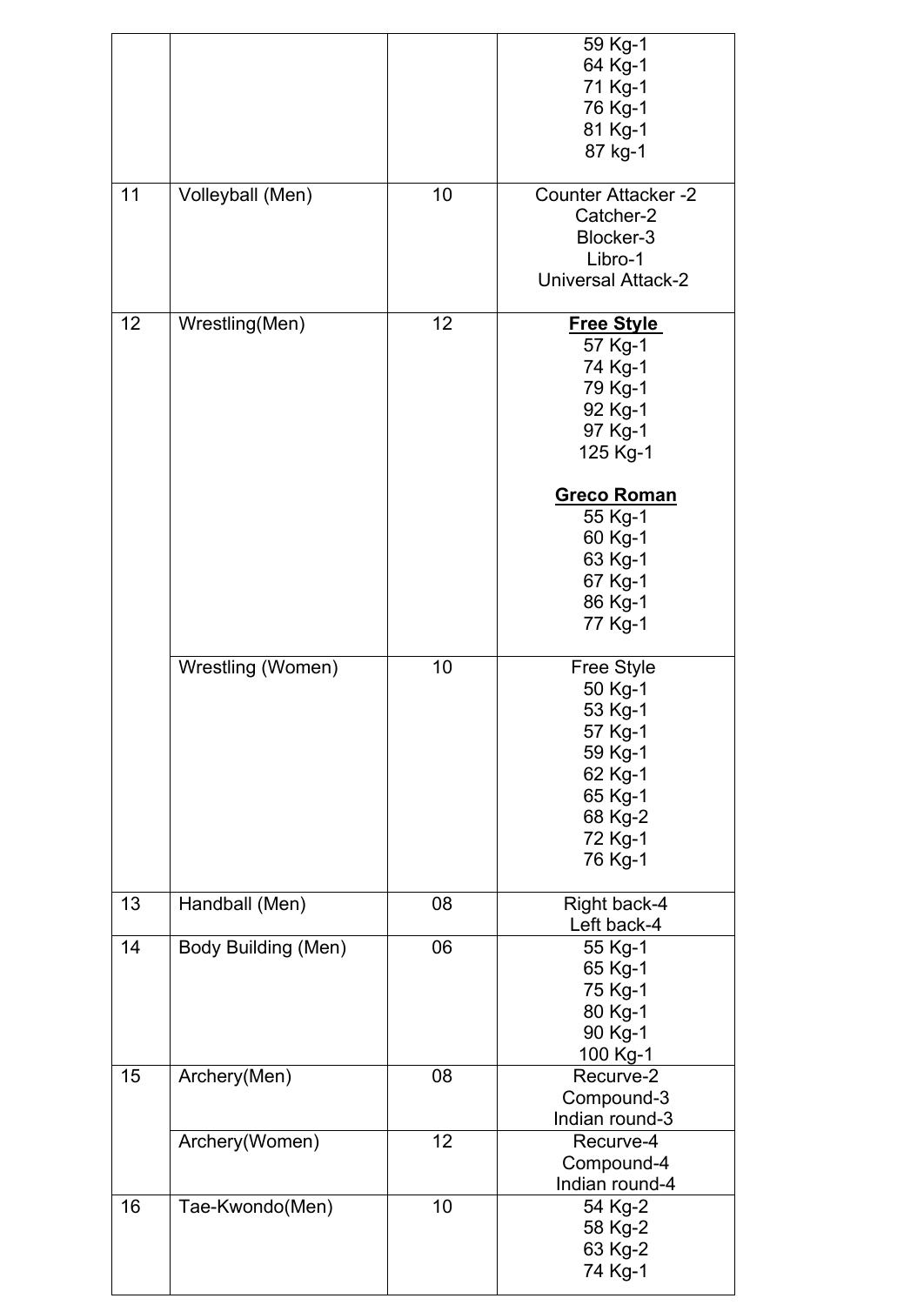| | | | |
|---|---|---|---|
| | | | 59 Kg-1<br>64 Kg-1<br>71 Kg-1<br>76 Kg-1<br>81 Kg-1<br>87 kg-1 |
| 11 | Volleyball (Men) | 10 | Counter Attacker -2<br>Catcher-2<br>Blocker-3<br>Libro-1<br>Universal Attack-2 |
| 12 | Wrestling(Men) | 12 | **Free Style**<br>57 Kg-1<br>74 Kg-1<br>79 Kg-1<br>92 Kg-1<br>97 Kg-1<br>125 Kg-1<br><br>**Greco Roman**<br>55 Kg-1<br>60 Kg-1<br>63 Kg-1<br>67 Kg-1<br>86 Kg-1<br>77 Kg-1 |
| | Wrestling (Women) | 10 | Free Style<br>50 Kg-1<br>53 Kg-1<br>57 Kg-1<br>59 Kg-1<br>62 Kg-1<br>65 Kg-1<br>68 Kg-2<br>72 Kg-1<br>76 Kg-1 |
| 13 | Handball (Men) | 08 | Right back-4<br>Left back-4 |
| 14 | Body Building (Men) | 06 | 55 Kg-1<br>65 Kg-1<br>75 Kg-1<br>80 Kg-1<br>90 Kg-1<br>100 Kg-1 |
| 15 | Archery(Men) | 08 | Recurve-2<br>Compound-3<br>Indian round-3 |
| | Archery(Women) | 12 | Recurve-4<br>Compound-4<br>Indian round-4 |
| 16 | Tae-Kwondo(Men) | 10 | 54 Kg-2<br>58 Kg-2<br>63 Kg-2<br>74 Kg-1 |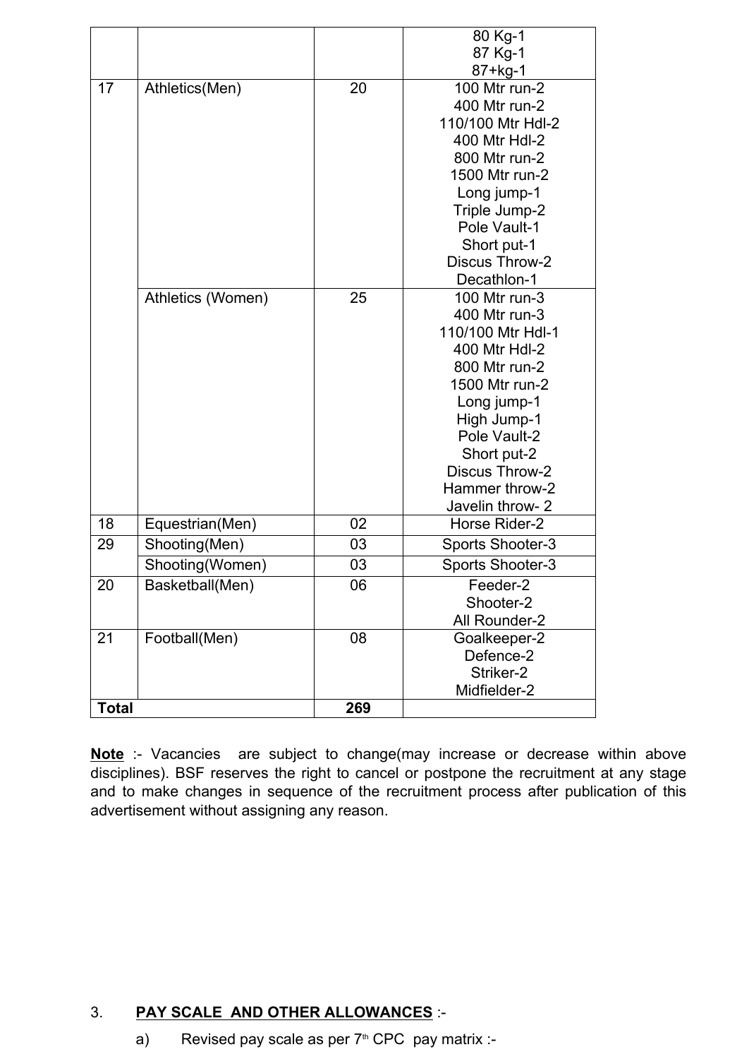| | | | 80 Kg-1<br>87 Kg-1<br>87+kg-1 |
|---|---|---|---|
| 17 | Athletics(Men) | 20 | 100 Mtr run-2<br>400 Mtr run-2<br>110/100 Mtr Hdl-2<br>400 Mtr Hdl-2<br>800 Mtr run-2<br>1500 Mtr run-2<br>Long jump-1<br>Triple Jump-2<br>Pole Vault-1<br>Short put-1<br>Discus Throw-2<br>Decathlon-1 |
| | Athletics (Women) | 25 | 100 Mtr run-3<br>400 Mtr run-3<br>110/100 Mtr Hdl-1<br>400 Mtr Hdl-2<br>800 Mtr run-2<br>1500 Mtr run-2<br>Long jump-1<br>High Jump-1<br>Pole Vault-2<br>Short put-2<br>Discus Throw-2<br>Hammer throw-2<br>Javelin throw- 2 |
| 18 | Equestrian(Men) | 02 | Horse Rider-2 |
| 29 | Shooting(Men) | 03 | Sports Shooter-3 |
| | Shooting(Women) | 03 | Sports Shooter-3 |
| 20 | Basketball(Men) | 06 | Feeder-2<br>Shooter-2<br>All Rounder-2 |
| 21 | Football(Men) | 08 | Goalkeeper-2<br>Defence-2<br>Striker-2<br>Midfielder-2 |
| **Total** | | **269** | |

**Note** :- Vacancies are subject to change(may increase or decrease within above disciplines). BSF reserves the right to cancel or postpone the recruitment at any stage and to make changes in sequence of the recruitment process after publication of this advertisement without assigning any reason.

3. **PAY SCALE AND OTHER ALLOWANCES** :-

a) Revised pay scale as per 7th CPC pay matrix :-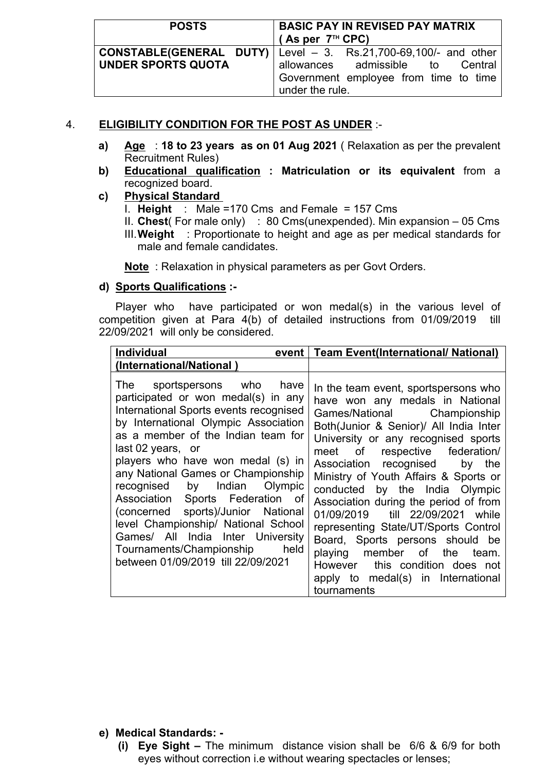| POSTS | BASIC PAY IN REVISED PAY MATRIX ( As per 7TH CPC) |
| --- | --- |
| **CONSTABLE(GENERAL DUTY) UNDER SPORTS QUOTA** | Level – 3. Rs.21,700-69,100/- and other allowances admissible to Central Government employee from time to time under the rule. |

4. **ELIGIBILITY CONDITION FOR THE POST AS UNDER** :-

**a)** **Age** : **18 to 23 years as on 01 Aug 2021** ( Relaxation as per the prevalent Recruitment Rules)

**b)** **Educational qualification : Matriculation or its equivalent** from a recognized board.

**c)** **Physical Standard**

I. **Height** : Male =170 Cms and Female = 157 Cms

II. **Chest**( For male only) : 80 Cms(unexpended). Min expansion – 05 Cms

III. **Weight** : Proportionate to height and age as per medical standards for male and female candidates.

**Note** : Relaxation in physical parameters as per Govt Orders.

**d) Sports Qualifications :-**

Player who have participated or won medal(s) in the various level of competition given at Para 4(b) of detailed instructions from 01/09/2019 till 22/09/2021 will only be considered.

| Individual event (International/National ) | Team Event(International/ National) |
| --- | --- |
| The sportspersons who have participated or won medal(s) in any International Sports events recognised by International Olympic Association as a member of the Indian team for last 02 years, or players who have won medal (s) in any National Games or Championship recognised by Indian Olympic Association Sports Federation of (concerned sports)/Junior National level Championship/ National School Games/ All India Inter University Tournaments/Championship held between 01/09/2019 till 22/09/2021 | In the team event, sportspersons who have won any medals in National Games/National Championship Both(Junior & Senior)/ All India Inter University or any recognised sports meet of respective federation/ Association recognised by the Ministry of Youth Affairs & Sports or conducted by the India Olympic Association during the period of from 01/09/2019 till 22/09/2021 while representing State/UT/Sports Control Board, Sports persons should be playing member of the team. However this condition does not apply to medal(s) in International tournaments |

**e) Medical Standards: -**

**(i) Eye Sight –** The minimum distance vision shall be 6/6 & 6/9 for both eyes without correction i.e without wearing spectacles or lenses;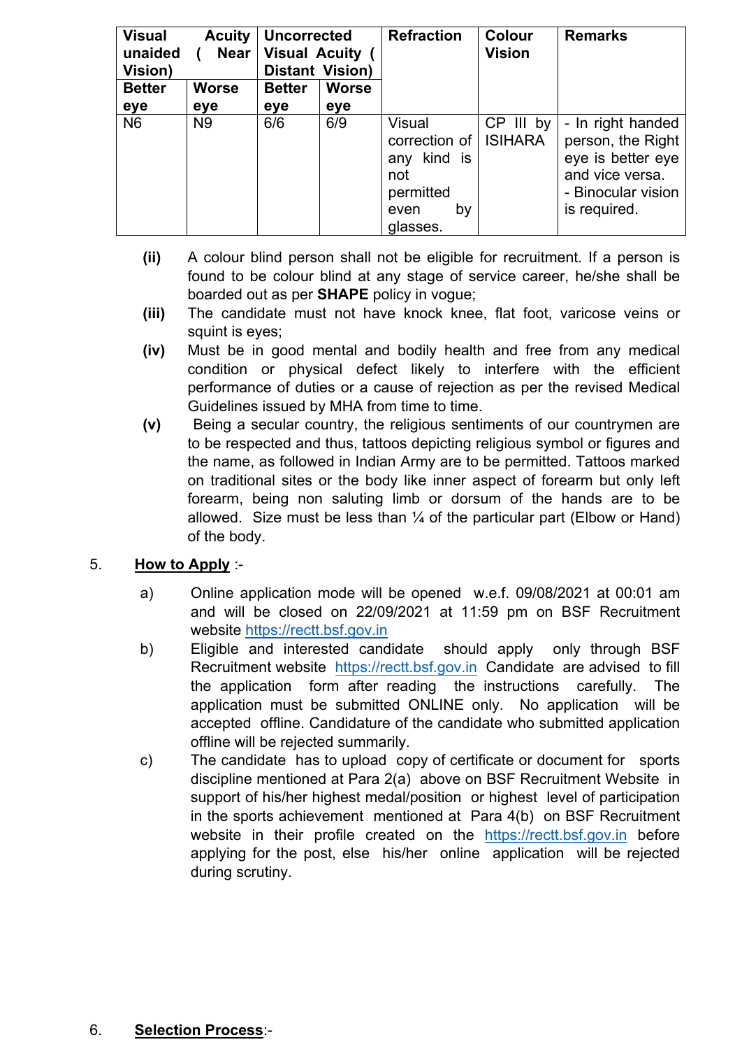| Visual Acuity unaided ( Near Vision) | | Uncorrected Visual Acuity ( Distant Vision) | | Refraction | Colour Vision | Remarks |
|---|---|---|---|---|---|---|
| Better eye | Worse eye | Better eye | Worse eye | | | |
| N6 | N9 | 6/6 | 6/9 | Visual correction of any kind is not permitted even by glasses. | CP III by ISIHARA | - In right handed person, the Right eye is better eye and vice versa.<br>- Binocular vision is required. |

**(ii)** A colour blind person shall not be eligible for recruitment. If a person is found to be colour blind at any stage of service career, he/she shall be boarded out as per **SHAPE** policy in vogue;

**(iii)** The candidate must not have knock knee, flat foot, varicose veins or squint is eyes;

**(iv)** Must be in good mental and bodily health and free from any medical condition or physical defect likely to interfere with the efficient performance of duties or a cause of rejection as per the revised Medical Guidelines issued by MHA from time to time.

**(v)** Being a secular country, the religious sentiments of our countrymen are to be respected and thus, tattoos depicting religious symbol or figures and the name, as followed in Indian Army are to be permitted. Tattoos marked on traditional sites or the body like inner aspect of forearm but only left forearm, being non saluting limb or dorsum of the hands are to be allowed. Size must be less than ¼ of the particular part (Elbow or Hand) of the body.

5. **<u>How to Apply</u>** :-

a) Online application mode will be opened w.e.f. 09/08/2021 at 00:01 am and will be closed on 22/09/2021 at 11:59 pm on BSF Recruitment website https://rectt.bsf.gov.in

b) Eligible and interested candidate should apply only through BSF Recruitment website https://rectt.bsf.gov.in Candidate are advised to fill the application form after reading the instructions carefully. The application must be submitted ONLINE only. No application will be accepted offline. Candidature of the candidate who submitted application offline will be rejected summarily.

c) The candidate has to upload copy of certificate or document for sports discipline mentioned at Para 2(a) above on BSF Recruitment Website in support of his/her highest medal/position or highest level of participation in the sports achievement mentioned at Para 4(b) on BSF Recruitment website in their profile created on the https://rectt.bsf.gov.in before applying for the post, else his/her online application will be rejected during scrutiny.

6. **<u>Selection Process</u>**:-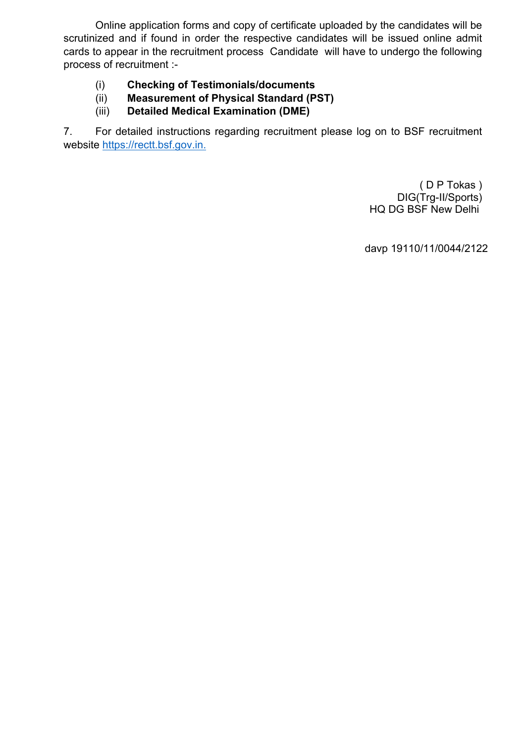Online application forms and copy of certificate uploaded by the candidates will be scrutinized and if found in order the respective candidates will be issued online admit cards to appear in the recruitment process Candidate will have to undergo the following process of recruitment :-

(i) **Checking of Testimonials/documents**

(ii) **Measurement of Physical Standard (PST)**

(iii) **Detailed Medical Examination (DME)**

7. For detailed instructions regarding recruitment please log on to BSF recruitment website https://rectt.bsf.gov.in.

( D P Tokas )
DIG(Trg-II/Sports)
HQ DG BSF New Delhi

davp 19110/11/0044/2122